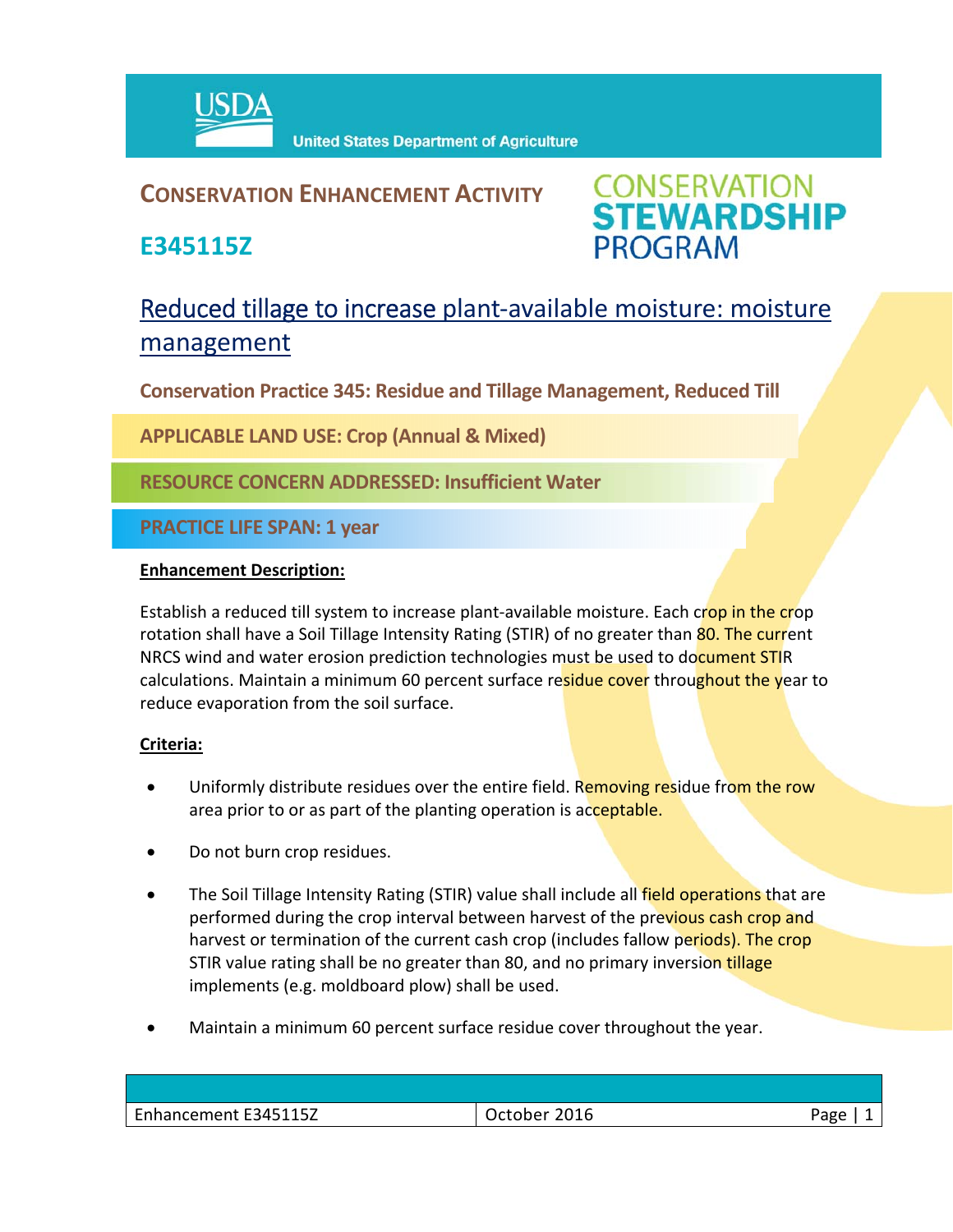United States Department of Agriculture

# CONSERVATION ENHANCEMENT ACTIVITY

## E345115Z

CONSERVATION STEWARDSHIP PROGRAM

# Reduced tillage to increase plant-available moisture: moisture management

**Conservation Practice 345: Residue and Tillage Management, Reduced Till**

**APPLICABLE LAND USE: Crop (Annual & Mixed)**

**RESOURCE CONCERN ADDRESSED: Insufficient Water**

**PRACTICE LIFE SPAN: 1 year**

### Enhancement Description:

Establish a reduced till system to increase plant-available moisture. Each crop in the crop rotation shall have a Soil Tillage Intensity Rating (STIR) of no greater than 80. The current NRCS wind and water erosion prediction technologies must be used to document STIR calculations. Maintain a minimum 60 percent surface residue cover throughout the year to reduce evaporation from the soil surface.

### Criteria:

- Uniformly distribute residues over the entire field. Removing residue from the row area prior to or as part of the planting operation is acceptable.
- Do not burn crop residues.
- The Soil Tillage Intensity Rating (STIR) value shall include all field operations that are performed during the crop interval between harvest of the previous cash crop and harvest or termination of the current cash crop (includes fallow periods). The crop STIR value rating shall be no greater than 80, and no primary inversion tillage implements (e.g. moldboard plow) shall be used.
- Maintain a minimum 60 percent surface residue cover throughout the year.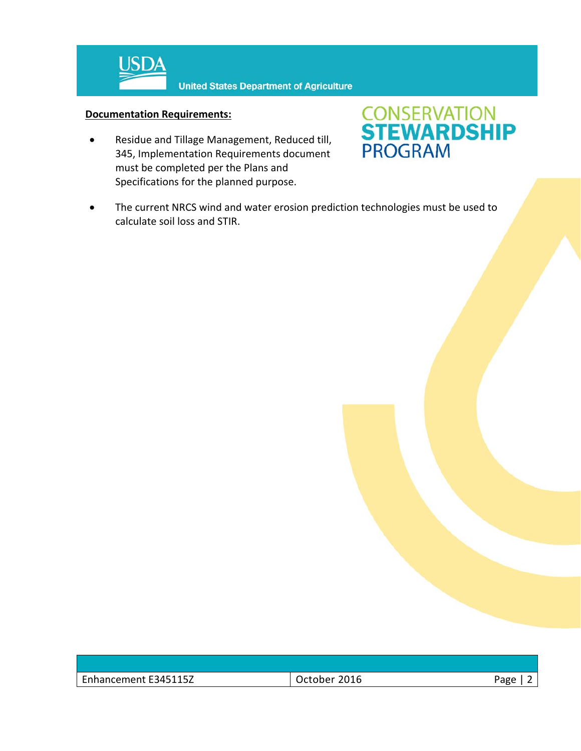**Documentation Requirements:**

- Residue and Tillage Management, Reduced till, 345, Implementation Requirements document must be completed per the Plans and Specifications for the planned purpose.
- The current NRCS wind and water erosion prediction technologies must be used to calculate soil loss and STIR.